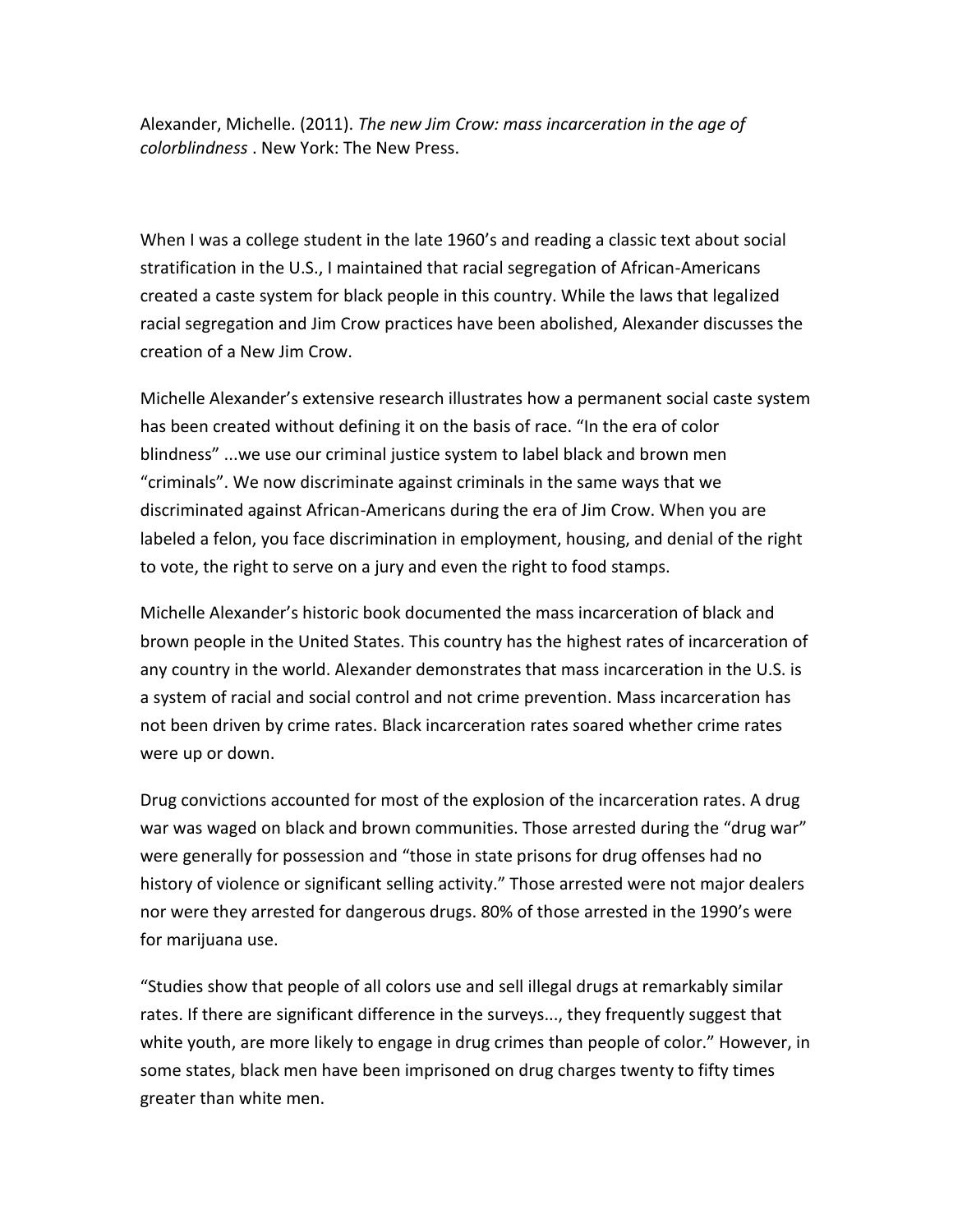Alexander, Michelle. (2011). *The new Jim Crow: mass incarceration in the age of colorblindness* . New York: The New Press.

When I was a college student in the late 1960's and reading a classic text about social stratification in the U.S., I maintained that racial segregation of African-Americans created a caste system for black people in this country. While the laws that legalized racial segregation and Jim Crow practices have been abolished, Alexander discusses the creation of a New Jim Crow.

Michelle Alexander's extensive research illustrates how a permanent social caste system has been created without defining it on the basis of race. "In the era of color blindness" ...we use our criminal justice system to label black and brown men "criminals". We now discriminate against criminals in the same ways that we discriminated against African-Americans during the era of Jim Crow. When you are labeled a felon, you face discrimination in employment, housing, and denial of the right to vote, the right to serve on a jury and even the right to food stamps.

Michelle Alexander's historic book documented the mass incarceration of black and brown people in the United States. This country has the highest rates of incarceration of any country in the world. Alexander demonstrates that mass incarceration in the U.S. is a system of racial and social control and not crime prevention. Mass incarceration has not been driven by crime rates. Black incarceration rates soared whether crime rates were up or down.

Drug convictions accounted for most of the explosion of the incarceration rates. A drug war was waged on black and brown communities. Those arrested during the "drug war" were generally for possession and "those in state prisons for drug offenses had no history of violence or significant selling activity." Those arrested were not major dealers nor were they arrested for dangerous drugs. 80% of those arrested in the 1990's were for marijuana use.

"Studies show that people of all colors use and sell illegal drugs at remarkably similar rates. If there are significant difference in the surveys..., they frequently suggest that white youth, are more likely to engage in drug crimes than people of color." However, in some states, black men have been imprisoned on drug charges twenty to fifty times greater than white men.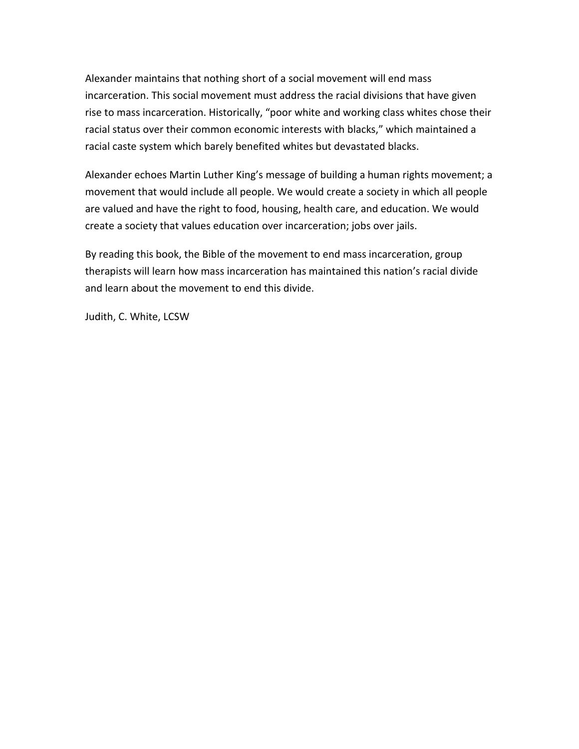Alexander maintains that nothing short of a social movement will end mass incarceration. This social movement must address the racial divisions that have given rise to mass incarceration. Historically, “poor white and working class whites chose their racial status over their common economic interests with blacks,” which maintained a racial caste system which barely benefited whites but devastated blacks.

Alexander echoes Martin Luther King’s message of building a human rights movement; a movement that would include all people. We would create a society in which all people are valued and have the right to food, housing, health care, and education. We would create a society that values education over incarceration; jobs over jails.

By reading this book, the Bible of the movement to end mass incarceration, group therapists will learn how mass incarceration has maintained this nation’s racial divide and learn about the movement to end this divide.

Judith, C. White, LCSW